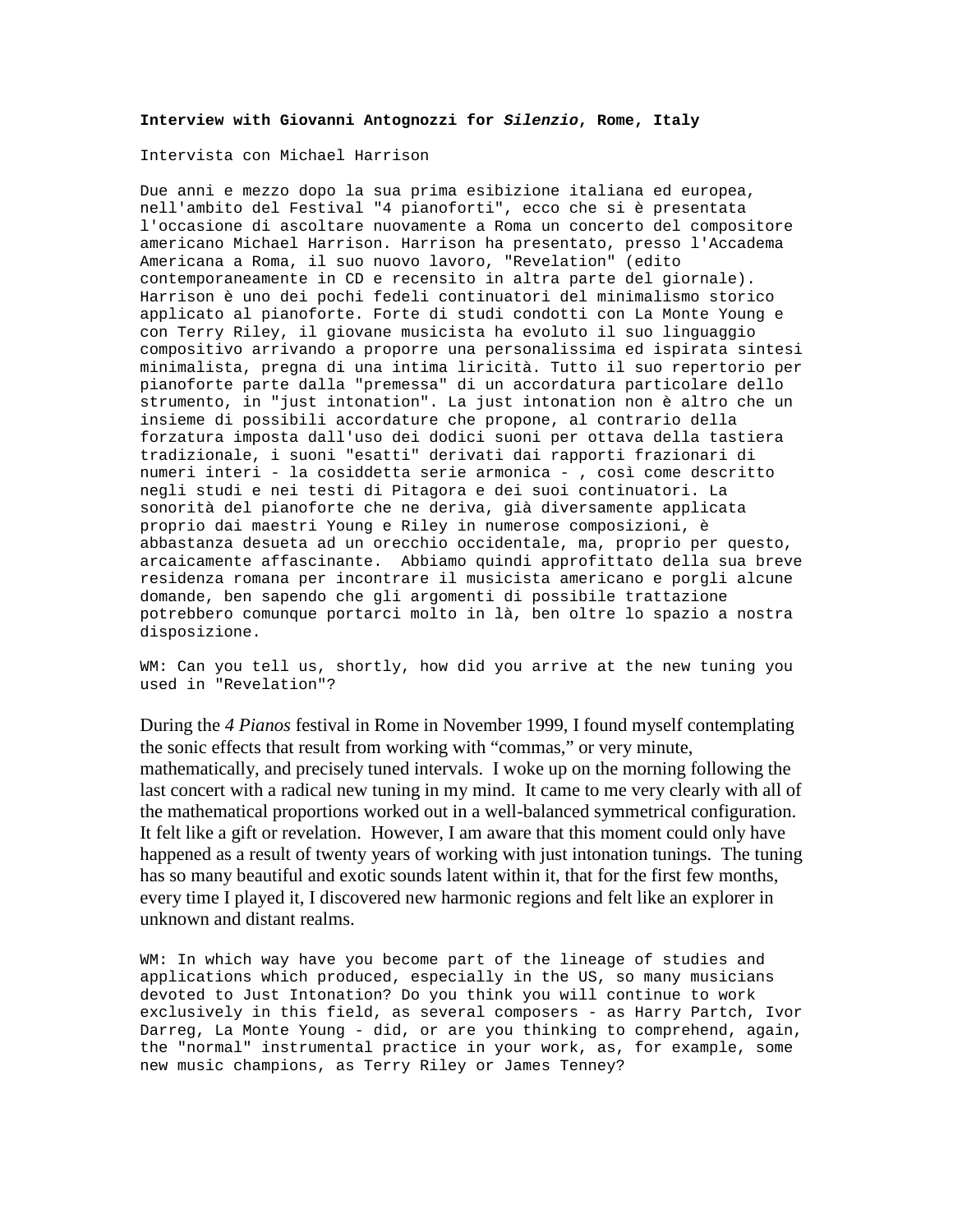**Interview with Giovanni Antognozzi for *Silenzio*, Rome, Italy**

Intervista con Michael Harrison

Due anni e mezzo dopo la sua prima esibizione italiana ed europea, nell'ambito del Festival "4 pianoforti", ecco che si è presentata l'occasione di ascoltare nuovamente a Roma un concerto del compositore americano Michael Harrison. Harrison ha presentato, presso l'Accadema Americana a Roma, il suo nuovo lavoro, "Revelation" (edito contemporaneamente in CD e recensito in altra parte del giornale). Harrison è uno dei pochi fedeli continuatori del minimalismo storico applicato al pianoforte. Forte di studi condotti con La Monte Young e con Terry Riley, il giovane musicista ha evoluto il suo linguaggio compositivo arrivando a proporre una personalissima ed ispirata sintesi minimalista, pregna di una intima liricità. Tutto il suo repertorio per pianoforte parte dalla "premessa" di un accordatura particolare dello strumento, in "just intonation". La just intonation non è altro che un insieme di possibili accordature che propone, al contrario della forzatura imposta dall'uso dei dodici suoni per ottava della tastiera tradizionale, i suoni "esatti" derivati dai rapporti frazionari di numeri interi - la cosiddetta serie armonica - , così come descritto negli studi e nei testi di Pitagora e dei suoi continuatori. La sonorità del pianoforte che ne deriva, già diversamente applicata proprio dai maestri Young e Riley in numerose composizioni, è abbastanza desueta ad un orecchio occidentale, ma, proprio per questo, arcaicamente affascinante. Abbiamo quindi approfittato della sua breve residenza romana per incontrare il musicista americano e porgli alcune domande, ben sapendo che gli argomenti di possibile trattazione potrebbero comunque portarci molto in là, ben oltre lo spazio a nostra disposizione.

WM: Can you tell us, shortly, how did you arrive at the new tuning you used in "Revelation"?

During the *4 Pianos* festival in Rome in November 1999, I found myself contemplating the sonic effects that result from working with "commas," or very minute, mathematically, and precisely tuned intervals. I woke up on the morning following the last concert with a radical new tuning in my mind. It came to me very clearly with all of the mathematical proportions worked out in a well-balanced symmetrical configuration. It felt like a gift or revelation. However, I am aware that this moment could only have happened as a result of twenty years of working with just intonation tunings. The tuning has so many beautiful and exotic sounds latent within it, that for the first few months, every time I played it, I discovered new harmonic regions and felt like an explorer in unknown and distant realms.

WM: In which way have you become part of the lineage of studies and applications which produced, especially in the US, so many musicians devoted to Just Intonation? Do you think you will continue to work exclusively in this field, as several composers - as Harry Partch, Ivor Darreg, La Monte Young - did, or are you thinking to comprehend, again, the "normal" instrumental practice in your work, as, for example, some new music champions, as Terry Riley or James Tenney?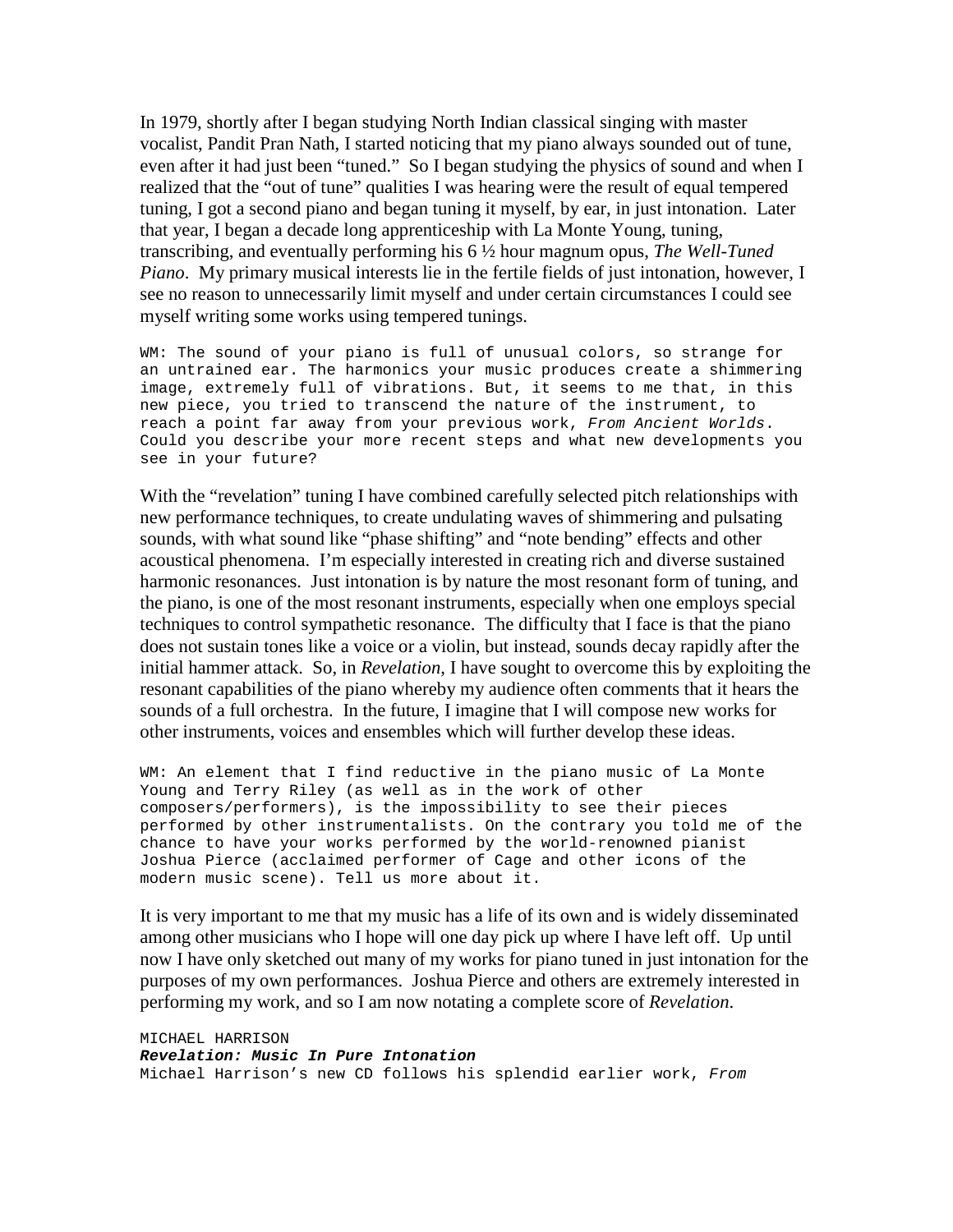In 1979, shortly after I began studying North Indian classical singing with master vocalist, Pandit Pran Nath, I started noticing that my piano always sounded out of tune, even after it had just been "tuned." So I began studying the physics of sound and when I realized that the "out of tune" qualities I was hearing were the result of equal tempered tuning, I got a second piano and began tuning it myself, by ear, in just intonation. Later that year, I began a decade long apprenticeship with La Monte Young, tuning, transcribing, and eventually performing his 6 ½ hour magnum opus, *The Well-Tuned Piano*. My primary musical interests lie in the fertile fields of just intonation, however, I see no reason to unnecessarily limit myself and under certain circumstances I could see myself writing some works using tempered tunings.

WM: The sound of your piano is full of unusual colors, so strange for an untrained ear. The harmonics your music produces create a shimmering image, extremely full of vibrations. But, it seems to me that, in this new piece, you tried to transcend the nature of the instrument, to reach a point far away from your previous work, *From Ancient Worlds*. Could you describe your more recent steps and what new developments you see in your future?

With the "revelation" tuning I have combined carefully selected pitch relationships with new performance techniques, to create undulating waves of shimmering and pulsating sounds, with what sound like "phase shifting" and "note bending" effects and other acoustical phenomena. I'm especially interested in creating rich and diverse sustained harmonic resonances. Just intonation is by nature the most resonant form of tuning, and the piano, is one of the most resonant instruments, especially when one employs special techniques to control sympathetic resonance. The difficulty that I face is that the piano does not sustain tones like a voice or a violin, but instead, sounds decay rapidly after the initial hammer attack. So, in *Revelation*, I have sought to overcome this by exploiting the resonant capabilities of the piano whereby my audience often comments that it hears the sounds of a full orchestra. In the future, I imagine that I will compose new works for other instruments, voices and ensembles which will further develop these ideas.

WM: An element that I find reductive in the piano music of La Monte Young and Terry Riley (as well as in the work of other composers/performers), is the impossibility to see their pieces performed by other instrumentalists. On the contrary you told me of the chance to have your works performed by the world-renowned pianist Joshua Pierce (acclaimed performer of Cage and other icons of the modern music scene). Tell us more about it.

It is very important to me that my music has a life of its own and is widely disseminated among other musicians who I hope will one day pick up where I have left off. Up until now I have only sketched out many of my works for piano tuned in just intonation for the purposes of my own performances. Joshua Pierce and others are extremely interested in performing my work, and so I am now notating a complete score of *Revelation*.

MICHAEL HARRISON
***Revelation: Music In Pure Intonation***
Michael Harrison's new CD follows his splendid earlier work, *From*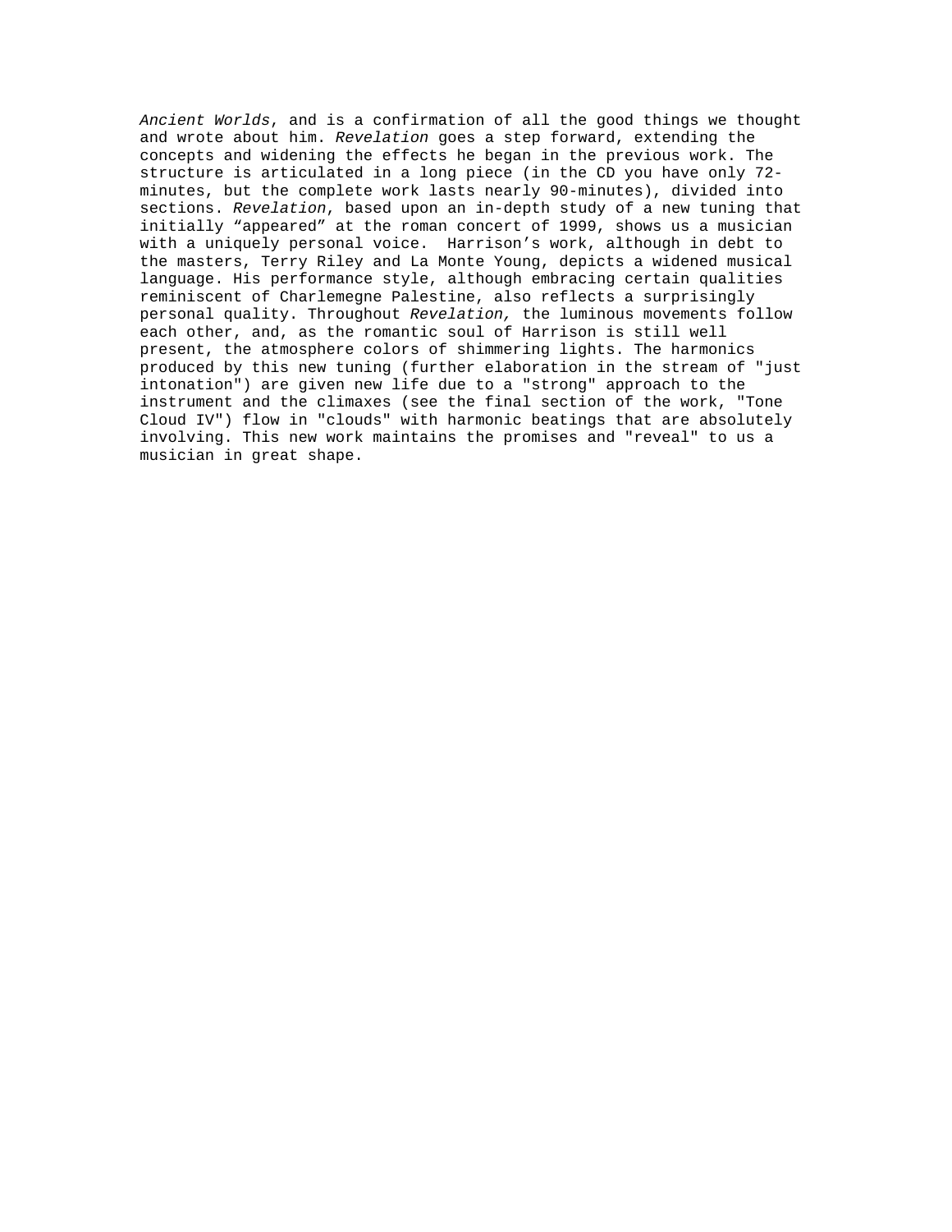*Ancient Worlds*, and is a confirmation of all the good things we thought and wrote about him. *Revelation* goes a step forward, extending the concepts and widening the effects he began in the previous work. The structure is articulated in a long piece (in the CD you have only 72-minutes, but the complete work lasts nearly 90-minutes), divided into sections. *Revelation*, based upon an in-depth study of a new tuning that initially "appeared" at the roman concert of 1999, shows us a musician with a uniquely personal voice. Harrison's work, although in debt to the masters, Terry Riley and La Monte Young, depicts a widened musical language. His performance style, although embracing certain qualities reminiscent of Charlemegne Palestine, also reflects a surprisingly personal quality. Throughout *Revelation,* the luminous movements follow each other, and, as the romantic soul of Harrison is still well present, the atmosphere colors of shimmering lights. The harmonics produced by this new tuning (further elaboration in the stream of "just intonation") are given new life due to a "strong" approach to the instrument and the climaxes (see the final section of the work, "Tone Cloud IV") flow in "clouds" with harmonic beatings that are absolutely involving. This new work maintains the promises and "reveal" to us a musician in great shape.